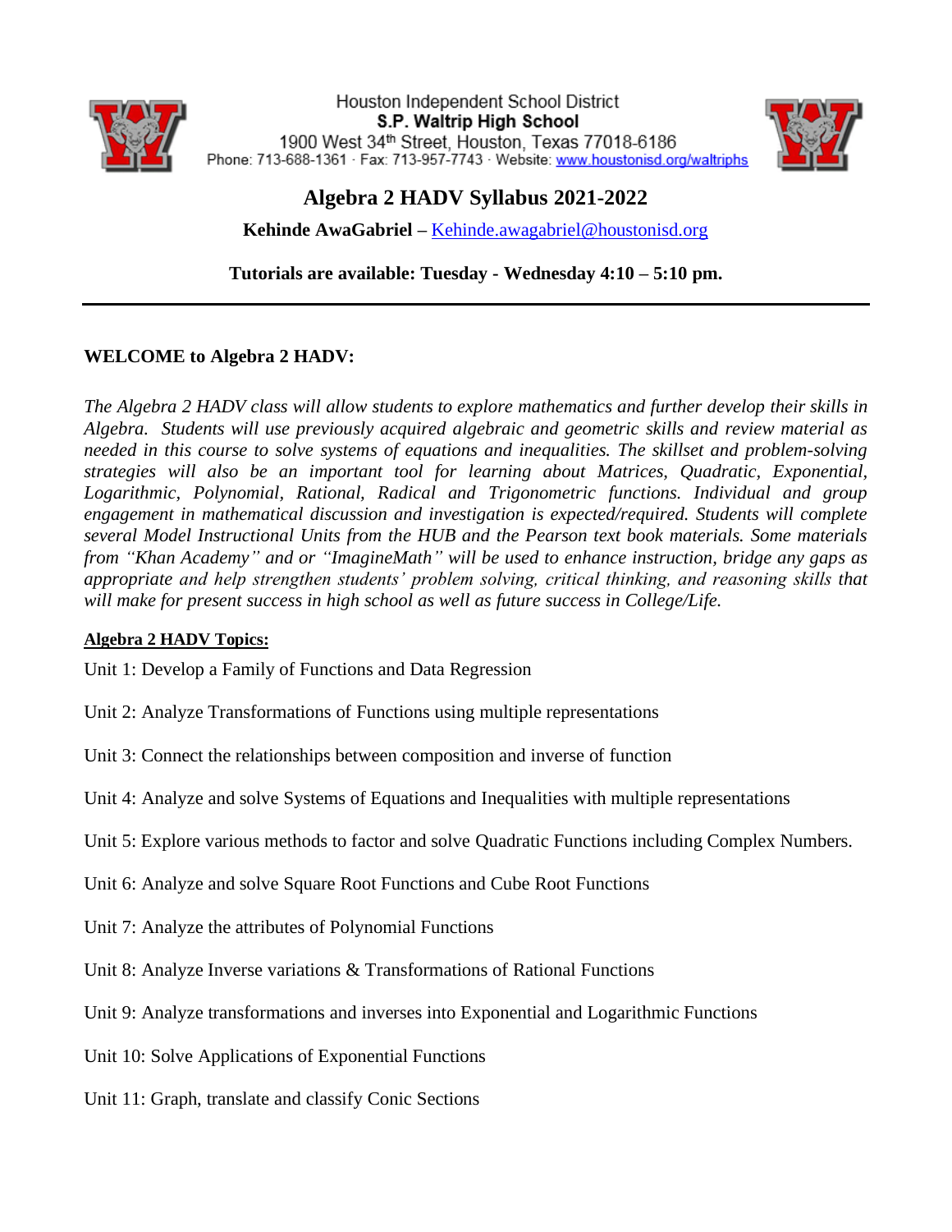Houston Independent School District
**S.P. Waltrip High School**
1900 West 34th Street, Houston, Texas 77018-6186
Phone: 713-688-1361 · Fax: 713-957-7743 · Website: [www.houstonisd.org/waltriphs](www.houstonisd.org/waltriphs)

# Algebra 2 HADV Syllabus 2021-2022

**Kehinde AwaGabriel –** [Kehinde.awagabriel@houstonisd.org](mailto:Kehinde.awagabriel@houstonisd.org)

**Tutorials are available: Tuesday - Wednesday 4:10 – 5:10 pm.**

---

**WELCOME to Algebra 2 HADV:**

*The Algebra 2 HADV class will allow students to explore mathematics and further develop their skills in Algebra. Students will use previously acquired algebraic and geometric skills and review material as needed in this course to solve systems of equations and inequalities. The skillset and problem-solving strategies will also be an important tool for learning about Matrices, Quadratic, Exponential, Logarithmic, Polynomial, Rational, Radical and Trigonometric functions. Individual and group engagement in mathematical discussion and investigation is expected/required. Students will complete several Model Instructional Units from the HUB and the Pearson text book materials. Some materials from "Khan Academy" and or "ImagineMath" will be used to enhance instruction, bridge any gaps as appropriate and help strengthen students' problem solving, critical thinking, and reasoning skills that will make for present success in high school as well as future success in College/Life.*

**Algebra 2 HADV Topics:**

Unit 1: Develop a Family of Functions and Data Regression

Unit 2: Analyze Transformations of Functions using multiple representations

Unit 3: Connect the relationships between composition and inverse of function

Unit 4: Analyze and solve Systems of Equations and Inequalities with multiple representations

Unit 5: Explore various methods to factor and solve Quadratic Functions including Complex Numbers.

Unit 6: Analyze and solve Square Root Functions and Cube Root Functions

Unit 7: Analyze the attributes of Polynomial Functions

Unit 8: Analyze Inverse variations & Transformations of Rational Functions

Unit 9: Analyze transformations and inverses into Exponential and Logarithmic Functions

Unit 10: Solve Applications of Exponential Functions

Unit 11: Graph, translate and classify Conic Sections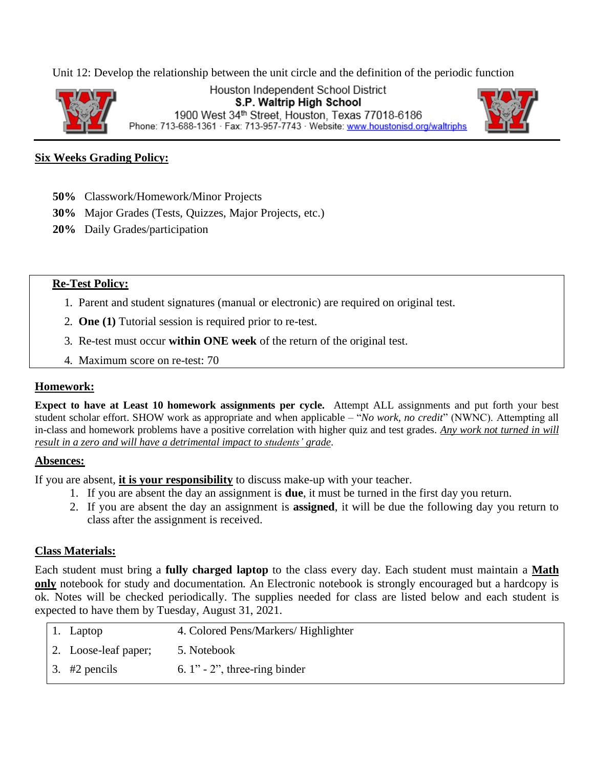Unit 12: Develop the relationship between the unit circle and the definition of the periodic function

Houston Independent School District
**S.P. Waltrip High School**
1900 West 34th Street, Houston, Texas 77018-6186
Phone: 713-688-1361 · Fax: 713-957-7743 · Website: www.houstonisd.org/waltriphs

## Six Weeks Grading Policy:

**50%** Classwork/Homework/Minor Projects
**30%** Major Grades (Tests, Quizzes, Major Projects, etc.)
**20%** Daily Grades/participation

## Re-Test Policy:

1. Parent and student signatures (manual or electronic) are required on original test.
2. **One (1)** Tutorial session is required prior to re-test.
3. Re-test must occur **within ONE week** of the return of the original test.
4. Maximum score on re-test: 70

## Homework:

**Expect to have at Least 10 homework assignments per cycle.** Attempt ALL assignments and put forth your best student scholar effort. SHOW work as appropriate and when applicable – "*No work, no credit*" (NWNC). Attempting all in-class and homework problems have a positive correlation with higher quiz and test grades. *Any work not turned in will result in a zero and will have a detrimental impact to students' grade*.

## Absences:

If you are absent, **it is your responsibility** to discuss make-up with your teacher.

1. If you are absent the day an assignment is **due**, it must be turned in the first day you return.
2. If you are absent the day an assignment is **assigned**, it will be due the following day you return to class after the assignment is received.

## Class Materials:

Each student must bring a **fully charged laptop** to the class every day. Each student must maintain a **Math only** notebook for study and documentation. An Electronic notebook is strongly encouraged but a hardcopy is ok. Notes will be checked periodically. The supplies needed for class are listed below and each student is expected to have them by Tuesday, August 31, 2021.

| | |
|---|---|
| 1. Laptop | 4. Colored Pens/Markers/ Highlighter |
| 2. Loose-leaf paper; | 5. Notebook |
| 3. #2 pencils | 6. 1" - 2", three-ring binder |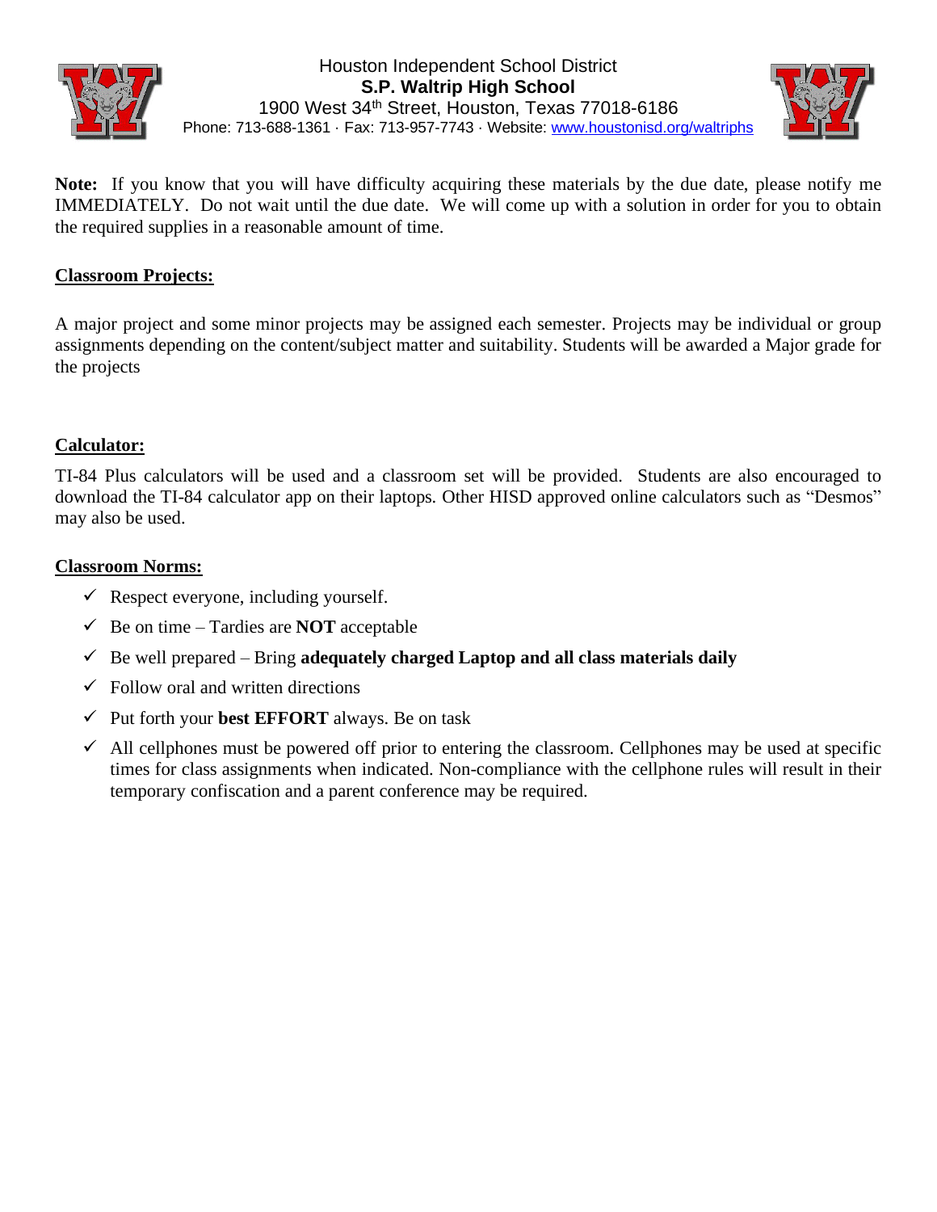Houston Independent School District
**S.P. Waltrip High School**
1900 West 34th Street, Houston, Texas 77018-6186
Phone: 713-688-1361 · Fax: 713-957-7743 · Website: www.houstonisd.org/waltriphs

**Note:** If you know that you will have difficulty acquiring these materials by the due date, please notify me IMMEDIATELY. Do not wait until the due date. We will come up with a solution in order for you to obtain the required supplies in a reasonable amount of time.

## Classroom Projects:

A major project and some minor projects may be assigned each semester. Projects may be individual or group assignments depending on the content/subject matter and suitability. Students will be awarded a Major grade for the projects

## Calculator:

TI-84 Plus calculators will be used and a classroom set will be provided. Students are also encouraged to download the TI-84 calculator app on their laptops. Other HISD approved online calculators such as "Desmos" may also be used.

## Classroom Norms:

- ✓ Respect everyone, including yourself.
- ✓ Be on time – Tardies are **NOT** acceptable
- ✓ Be well prepared – Bring **adequately charged Laptop and all class materials daily**
- ✓ Follow oral and written directions
- ✓ Put forth your **best EFFORT** always. Be on task
- ✓ All cellphones must be powered off prior to entering the classroom. Cellphones may be used at specific times for class assignments when indicated. Non-compliance with the cellphone rules will result in their temporary confiscation and a parent conference may be required.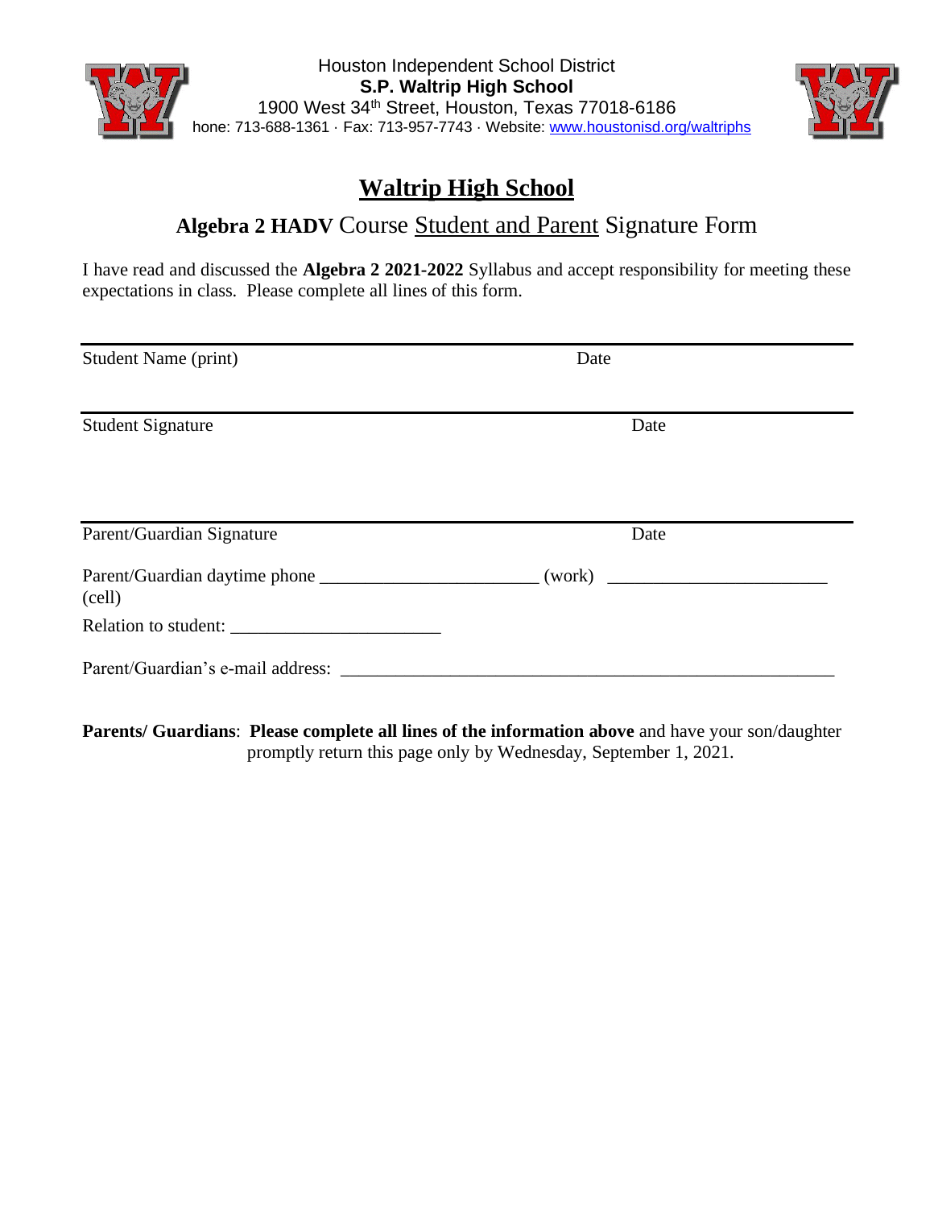Houston Independent School District
**S.P. Waltrip High School**
1900 West 34th Street, Houston, Texas 77018-6186
hone: 713-688-1361 · Fax: 713-957-7743 · Website: [www.houstonisd.org/waltriphs](http://www.houstonisd.org/waltriphs)

# Waltrip High School

## **Algebra 2 HADV** Course Student and Parent Signature Form

I have read and discussed the **Algebra 2 2021-2022** Syllabus and accept responsibility for meeting these expectations in class. Please complete all lines of this form.

---

Student Name (print) Date

---

Student Signature Date

---

Parent/Guardian Signature Date

Parent/Guardian daytime phone _______________________ (work) _______________________ (cell)

Relation to student: _______________________

Parent/Guardian's e-mail address: _______________________________________________________

**Parents/ Guardians**: **Please complete all lines of the information above** and have your son/daughter promptly return this page only by Wednesday, September 1, 2021.